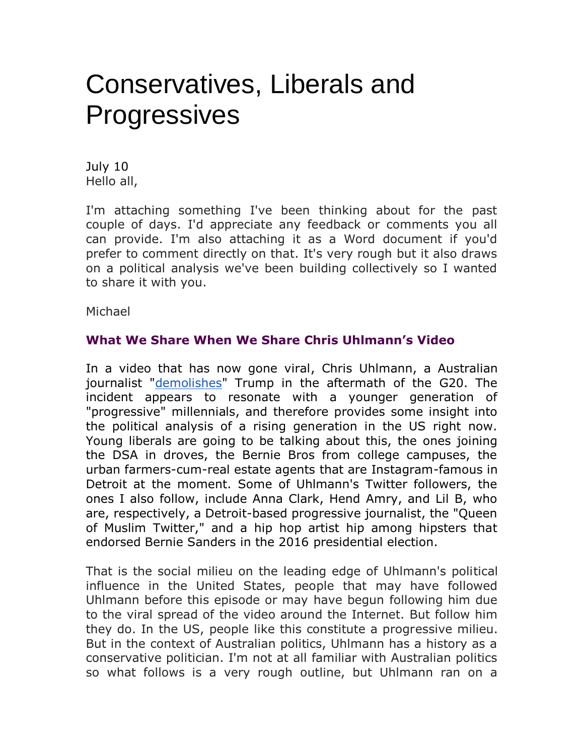# Conservatives, Liberals and Progressives

July 10
Hello all,

I'm attaching something I've been thinking about for the past couple of days. I'd appreciate any feedback or comments you all can provide. I'm also attaching it as a Word document if you'd prefer to comment directly on that. It's very rough but it also draws on a political analysis we've been building collectively so I wanted to share it with you.

Michael

### What We Share When We Share Chris Uhlmann's Video

In a video that has now gone viral, Chris Uhlmann, a Australian journalist "demolishes" Trump in the aftermath of the G20. The incident appears to resonate with a younger generation of "progressive" millennials, and therefore provides some insight into the political analysis of a rising generation in the US right now. Young liberals are going to be talking about this, the ones joining the DSA in droves, the Bernie Bros from college campuses, the urban farmers-cum-real estate agents that are Instagram-famous in Detroit at the moment. Some of Uhlmann's Twitter followers, the ones I also follow, include Anna Clark, Hend Amry, and Lil B, who are, respectively, a Detroit-based progressive journalist, the "Queen of Muslim Twitter," and a hip hop artist hip among hipsters that endorsed Bernie Sanders in the 2016 presidential election.

That is the social milieu on the leading edge of Uhlmann's political influence in the United States, people that may have followed Uhlmann before this episode or may have begun following him due to the viral spread of the video around the Internet. But follow him they do. In the US, people like this constitute a progressive milieu. But in the context of Australian politics, Uhlmann has a history as a conservative politician. I'm not at all familiar with Australian politics so what follows is a very rough outline, but Uhlmann ran on a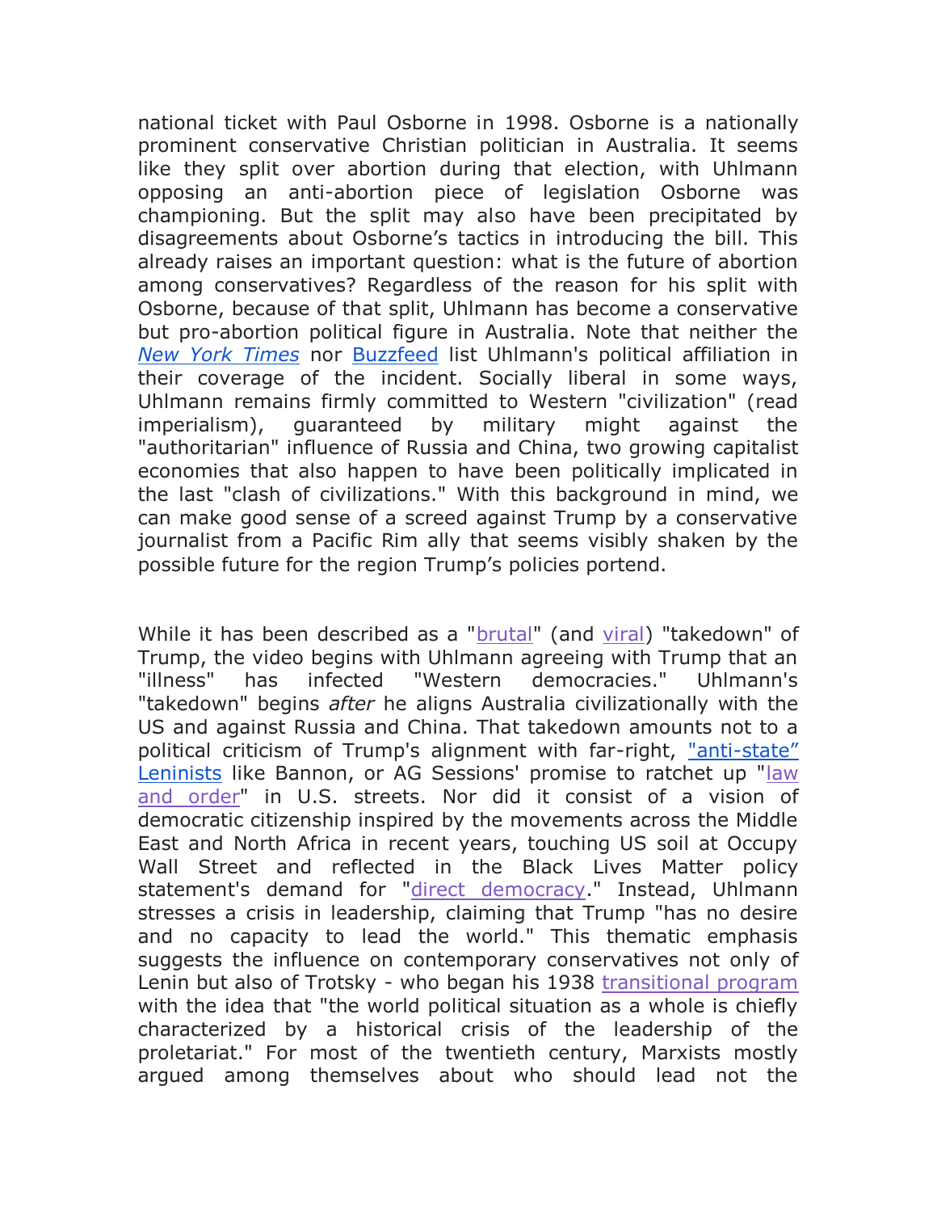national ticket with Paul Osborne in 1998. Osborne is a nationally prominent conservative Christian politician in Australia. It seems like they split over abortion during that election, with Uhlmann opposing an anti-abortion piece of legislation Osborne was championing. But the split may also have been precipitated by disagreements about Osborne's tactics in introducing the bill. This already raises an important question: what is the future of abortion among conservatives? Regardless of the reason for his split with Osborne, because of that split, Uhlmann has become a conservative but pro-abortion political figure in Australia. Note that neither the *New York Times* nor Buzzfeed list Uhlmann's political affiliation in their coverage of the incident. Socially liberal in some ways, Uhlmann remains firmly committed to Western "civilization" (read imperialism), guaranteed by military might against the "authoritarian" influence of Russia and China, two growing capitalist economies that also happen to have been politically implicated in the last "clash of civilizations." With this background in mind, we can make good sense of a screed against Trump by a conservative journalist from a Pacific Rim ally that seems visibly shaken by the possible future for the region Trump's policies portend.

While it has been described as a "brutal" (and viral) "takedown" of Trump, the video begins with Uhlmann agreeing with Trump that an "illness" has infected "Western democracies." Uhlmann's "takedown" begins *after* he aligns Australia civilizationally with the US and against Russia and China. That takedown amounts not to a political criticism of Trump's alignment with far-right, "anti-state" Leninists like Bannon, or AG Sessions' promise to ratchet up "law and order" in U.S. streets. Nor did it consist of a vision of democratic citizenship inspired by the movements across the Middle East and North Africa in recent years, touching US soil at Occupy Wall Street and reflected in the Black Lives Matter policy statement's demand for "direct democracy." Instead, Uhlmann stresses a crisis in leadership, claiming that Trump "has no desire and no capacity to lead the world." This thematic emphasis suggests the influence on contemporary conservatives not only of Lenin but also of Trotsky - who began his 1938 transitional program with the idea that "the world political situation as a whole is chiefly characterized by a historical crisis of the leadership of the proletariat." For most of the twentieth century, Marxists mostly argued among themselves about who should lead not the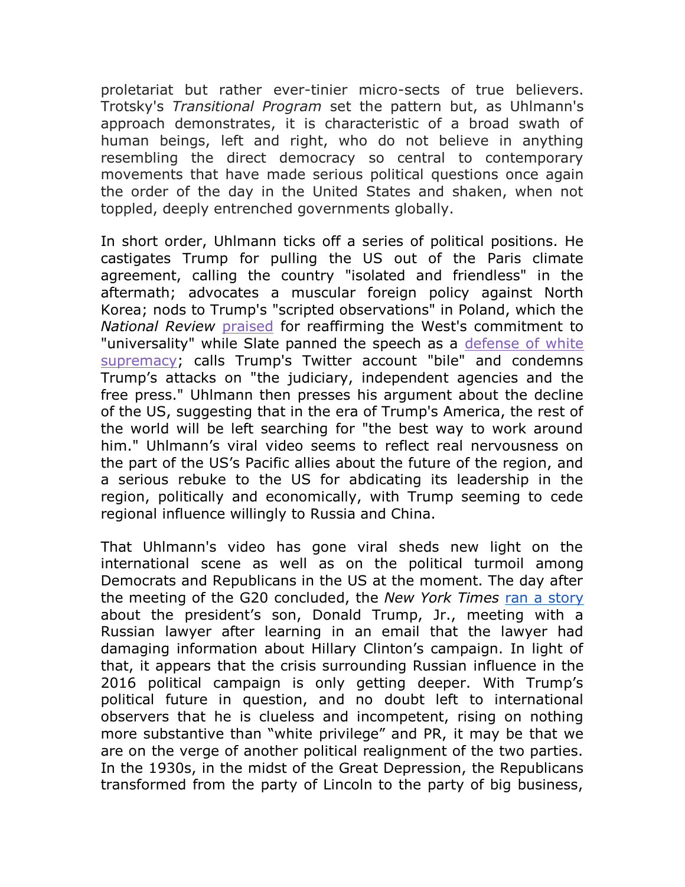proletariat but rather ever-tinier micro-sects of true believers. Trotsky's *Transitional Program* set the pattern but, as Uhlmann's approach demonstrates, it is characteristic of a broad swath of human beings, left and right, who do not believe in anything resembling the direct democracy so central to contemporary movements that have made serious political questions once again the order of the day in the United States and shaken, when not toppled, deeply entrenched governments globally.

In short order, Uhlmann ticks off a series of political positions. He castigates Trump for pulling the US out of the Paris climate agreement, calling the country "isolated and friendless" in the aftermath; advocates a muscular foreign policy against North Korea; nods to Trump's "scripted observations" in Poland, which the *National Review* praised for reaffirming the West's commitment to "universality" while Slate panned the speech as a defense of white supremacy; calls Trump's Twitter account "bile" and condemns Trump's attacks on "the judiciary, independent agencies and the free press." Uhlmann then presses his argument about the decline of the US, suggesting that in the era of Trump's America, the rest of the world will be left searching for "the best way to work around him." Uhlmann's viral video seems to reflect real nervousness on the part of the US's Pacific allies about the future of the region, and a serious rebuke to the US for abdicating its leadership in the region, politically and economically, with Trump seeming to cede regional influence willingly to Russia and China.

That Uhlmann's video has gone viral sheds new light on the international scene as well as on the political turmoil among Democrats and Republicans in the US at the moment. The day after the meeting of the G20 concluded, the *New York Times* ran a story about the president's son, Donald Trump, Jr., meeting with a Russian lawyer after learning in an email that the lawyer had damaging information about Hillary Clinton's campaign. In light of that, it appears that the crisis surrounding Russian influence in the 2016 political campaign is only getting deeper. With Trump's political future in question, and no doubt left to international observers that he is clueless and incompetent, rising on nothing more substantive than "white privilege" and PR, it may be that we are on the verge of another political realignment of the two parties. In the 1930s, in the midst of the Great Depression, the Republicans transformed from the party of Lincoln to the party of big business,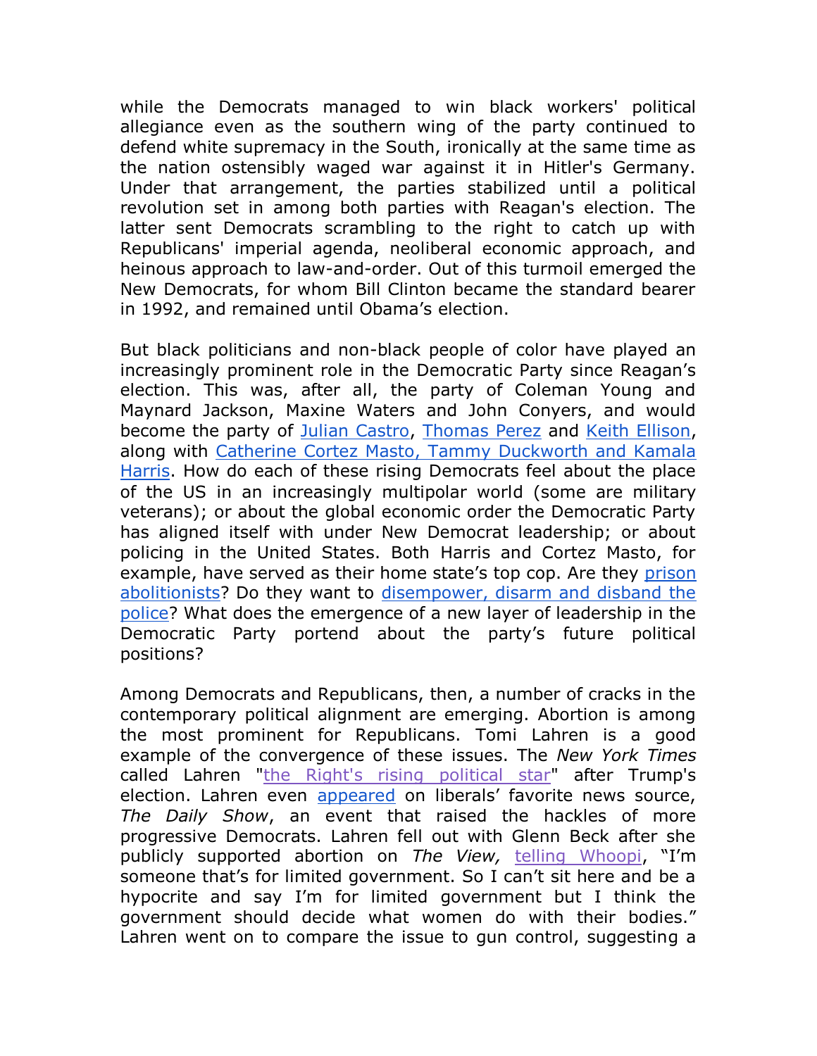while the Democrats managed to win black workers' political allegiance even as the southern wing of the party continued to defend white supremacy in the South, ironically at the same time as the nation ostensibly waged war against it in Hitler's Germany. Under that arrangement, the parties stabilized until a political revolution set in among both parties with Reagan's election. The latter sent Democrats scrambling to the right to catch up with Republicans' imperial agenda, neoliberal economic approach, and heinous approach to law-and-order. Out of this turmoil emerged the New Democrats, for whom Bill Clinton became the standard bearer in 1992, and remained until Obama's election.

But black politicians and non-black people of color have played an increasingly prominent role in the Democratic Party since Reagan's election. This was, after all, the party of Coleman Young and Maynard Jackson, Maxine Waters and John Conyers, and would become the party of Julian Castro, Thomas Perez and Keith Ellison, along with Catherine Cortez Masto, Tammy Duckworth and Kamala Harris. How do each of these rising Democrats feel about the place of the US in an increasingly multipolar world (some are military veterans); or about the global economic order the Democratic Party has aligned itself with under New Democrat leadership; or about policing in the United States. Both Harris and Cortez Masto, for example, have served as their home state's top cop. Are they prison abolitionists? Do they want to disempower, disarm and disband the police? What does the emergence of a new layer of leadership in the Democratic Party portend about the party's future political positions?

Among Democrats and Republicans, then, a number of cracks in the contemporary political alignment are emerging. Abortion is among the most prominent for Republicans. Tomi Lahren is a good example of the convergence of these issues. The *New York Times* called Lahren "the Right's rising political star" after Trump's election. Lahren even appeared on liberals' favorite news source, *The Daily Show*, an event that raised the hackles of more progressive Democrats. Lahren fell out with Glenn Beck after she publicly supported abortion on *The View,* telling Whoopi, "I'm someone that's for limited government. So I can't sit here and be a hypocrite and say I'm for limited government but I think the government should decide what women do with their bodies." Lahren went on to compare the issue to gun control, suggesting a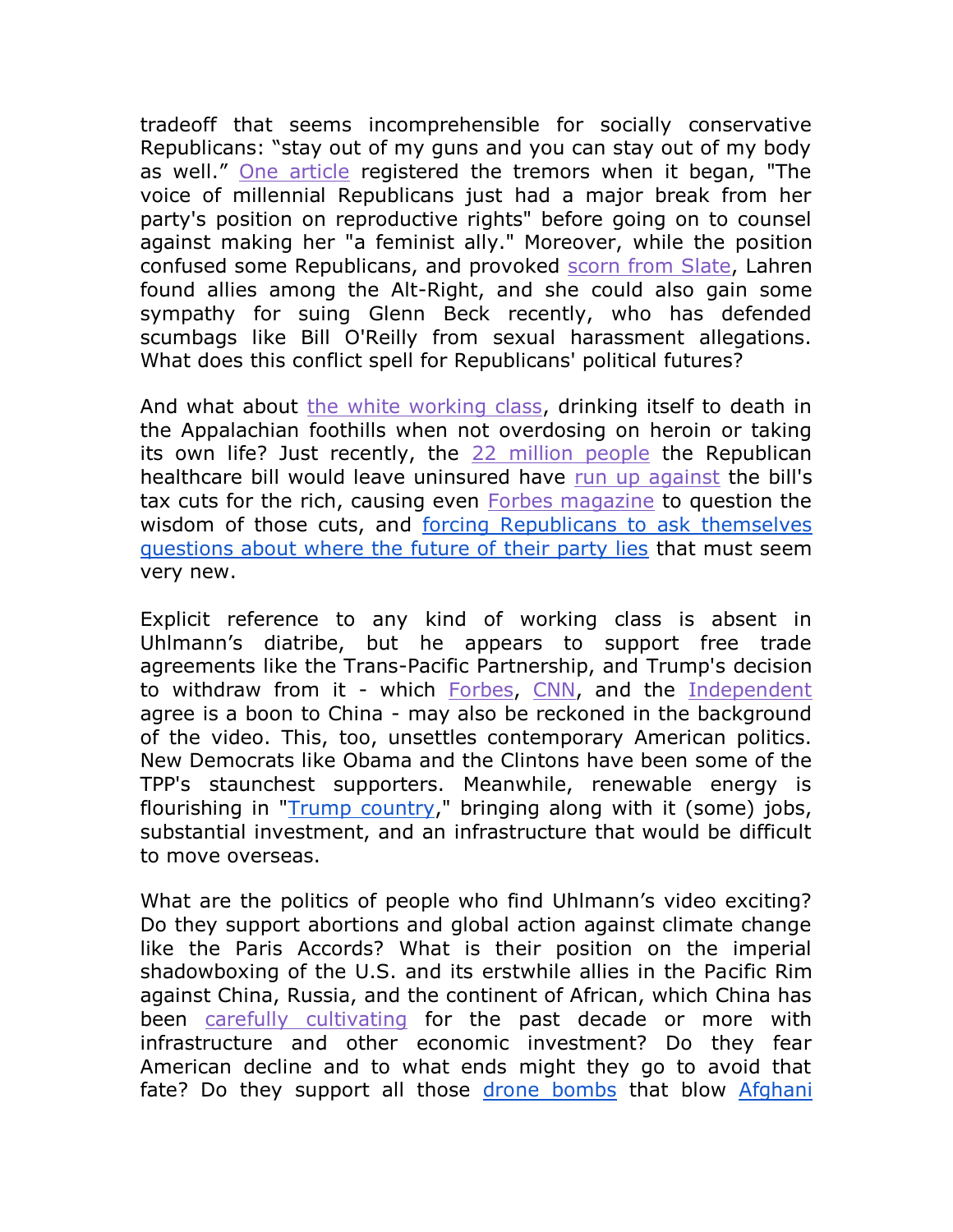tradeoff that seems incomprehensible for socially conservative Republicans: “stay out of my guns and you can stay out of my body as well.” One article registered the tremors when it began, "The voice of millennial Republicans just had a major break from her party's position on reproductive rights" before going on to counsel against making her "a feminist ally." Moreover, while the position confused some Republicans, and provoked scorn from Slate, Lahren found allies among the Alt-Right, and she could also gain some sympathy for suing Glenn Beck recently, who has defended scumbags like Bill O'Reilly from sexual harassment allegations. What does this conflict spell for Republicans' political futures?

And what about the white working class, drinking itself to death in the Appalachian foothills when not overdosing on heroin or taking its own life? Just recently, the 22 million people the Republican healthcare bill would leave uninsured have run up against the bill's tax cuts for the rich, causing even Forbes magazine to question the wisdom of those cuts, and forcing Republicans to ask themselves questions about where the future of their party lies that must seem very new.

Explicit reference to any kind of working class is absent in Uhlmann’s diatribe, but he appears to support free trade agreements like the Trans-Pacific Partnership, and Trump's decision to withdraw from it - which Forbes, CNN, and the Independent agree is a boon to China - may also be reckoned in the background of the video. This, too, unsettles contemporary American politics. New Democrats like Obama and the Clintons have been some of the TPP's staunchest supporters. Meanwhile, renewable energy is flourishing in "Trump country," bringing along with it (some) jobs, substantial investment, and an infrastructure that would be difficult to move overseas.

What are the politics of people who find Uhlmann’s video exciting? Do they support abortions and global action against climate change like the Paris Accords? What is their position on the imperial shadowboxing of the U.S. and its erstwhile allies in the Pacific Rim against China, Russia, and the continent of African, which China has been carefully cultivating for the past decade or more with infrastructure and other economic investment? Do they fear American decline and to what ends might they go to avoid that fate? Do they support all those drone bombs that blow Afghani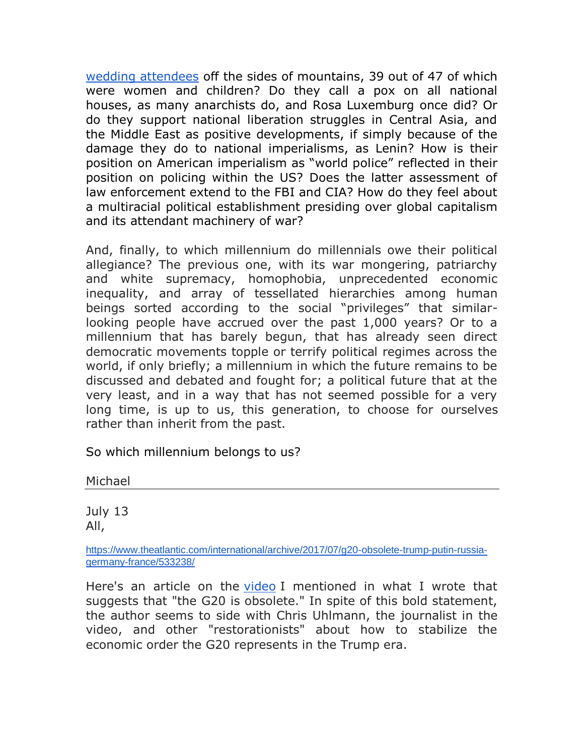wedding attendees off the sides of mountains, 39 out of 47 of which were women and children? Do they call a pox on all national houses, as many anarchists do, and Rosa Luxemburg once did? Or do they support national liberation struggles in Central Asia, and the Middle East as positive developments, if simply because of the damage they do to national imperialisms, as Lenin? How is their position on American imperialism as "world police" reflected in their position on policing within the US? Does the latter assessment of law enforcement extend to the FBI and CIA? How do they feel about a multiracial political establishment presiding over global capitalism and its attendant machinery of war?

And, finally, to which millennium do millennials owe their political allegiance? The previous one, with its war mongering, patriarchy and white supremacy, homophobia, unprecedented economic inequality, and array of tessellated hierarchies among human beings sorted according to the social "privileges" that similar-looking people have accrued over the past 1,000 years? Or to a millennium that has barely begun, that has already seen direct democratic movements topple or terrify political regimes across the world, if only briefly; a millennium in which the future remains to be discussed and debated and fought for; a political future that at the very least, and in a way that has not seemed possible for a very long time, is up to us, this generation, to choose for ourselves rather than inherit from the past.

So which millennium belongs to us?

Michael

---

July 13
All,

https://www.theatlantic.com/international/archive/2017/07/g20-obsolete-trump-putin-russia-germany-france/533238/

Here's an article on the video I mentioned in what I wrote that suggests that "the G20 is obsolete." In spite of this bold statement, the author seems to side with Chris Uhlmann, the journalist in the video, and other "restorationists" about how to stabilize the economic order the G20 represents in the Trump era.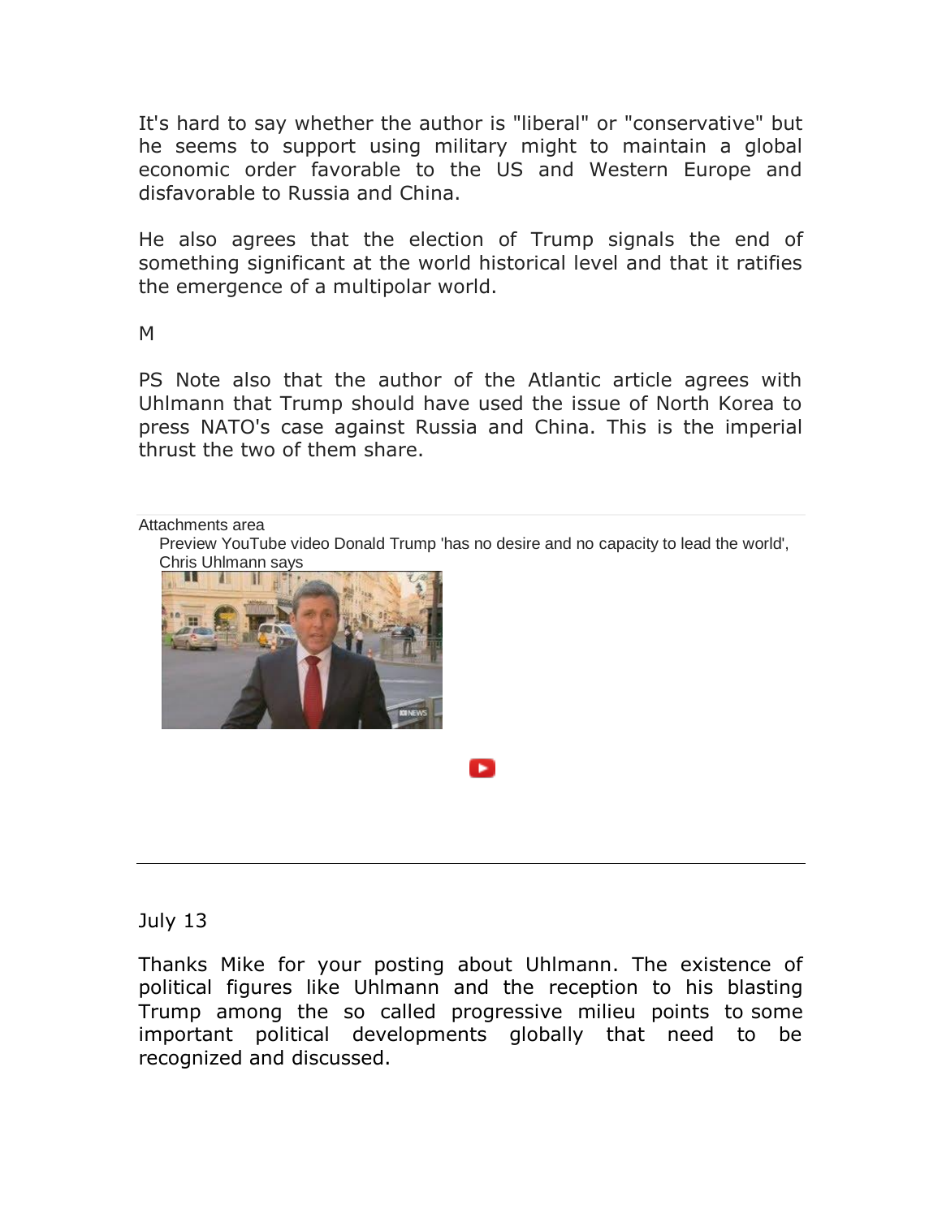It's hard to say whether the author is "liberal" or "conservative" but he seems to support using military might to maintain a global economic order favorable to the US and Western Europe and disfavorable to Russia and China.

He also agrees that the election of Trump signals the end of something significant at the world historical level and that it ratifies the emergence of a multipolar world.

M

PS Note also that the author of the Atlantic article agrees with Uhlmann that Trump should have used the issue of North Korea to press NATO's case against Russia and China. This is the imperial thrust the two of them share.

Attachments area

Preview YouTube video Donald Trump 'has no desire and no capacity to lead the world', Chris Uhlmann says

---

July 13

Thanks Mike for your posting about Uhlmann. The existence of political figures like Uhlmann and the reception to his blasting Trump among the so called progressive milieu points to some important political developments globally that need to be recognized and discussed.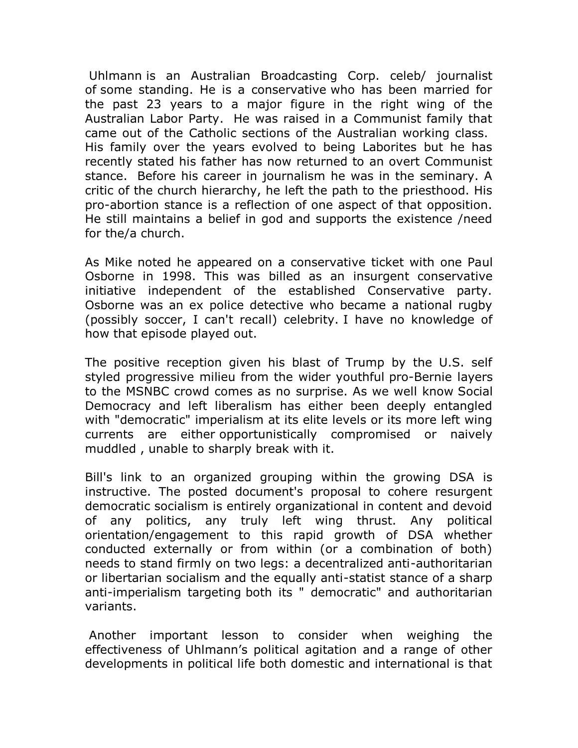Uhlmann is an Australian Broadcasting Corp. celeb/ journalist of some standing. He is a conservative who has been married for the past 23 years to a major figure in the right wing of the Australian Labor Party. He was raised in a Communist family that came out of the Catholic sections of the Australian working class. His family over the years evolved to being Laborites but he has recently stated his father has now returned to an overt Communist stance. Before his career in journalism he was in the seminary. A critic of the church hierarchy, he left the path to the priesthood. His pro-abortion stance is a reflection of one aspect of that opposition. He still maintains a belief in god and supports the existence /need for the/a church.

As Mike noted he appeared on a conservative ticket with one Paul Osborne in 1998. This was billed as an insurgent conservative initiative independent of the established Conservative party. Osborne was an ex police detective who became a national rugby (possibly soccer, I can't recall) celebrity. I have no knowledge of how that episode played out.

The positive reception given his blast of Trump by the U.S. self styled progressive milieu from the wider youthful pro-Bernie layers to the MSNBC crowd comes as no surprise. As we well know Social Democracy and left liberalism has either been deeply entangled with "democratic" imperialism at its elite levels or its more left wing currents are either opportunistically compromised or naively muddled , unable to sharply break with it.

Bill's link to an organized grouping within the growing DSA is instructive. The posted document's proposal to cohere resurgent democratic socialism is entirely organizational in content and devoid of any politics, any truly left wing thrust. Any political orientation/engagement to this rapid growth of DSA whether conducted externally or from within (or a combination of both) needs to stand firmly on two legs: a decentralized anti-authoritarian or libertarian socialism and the equally anti-statist stance of a sharp anti-imperialism targeting both its " democratic" and authoritarian variants.

Another important lesson to consider when weighing the effectiveness of Uhlmann's political agitation and a range of other developments in political life both domestic and international is that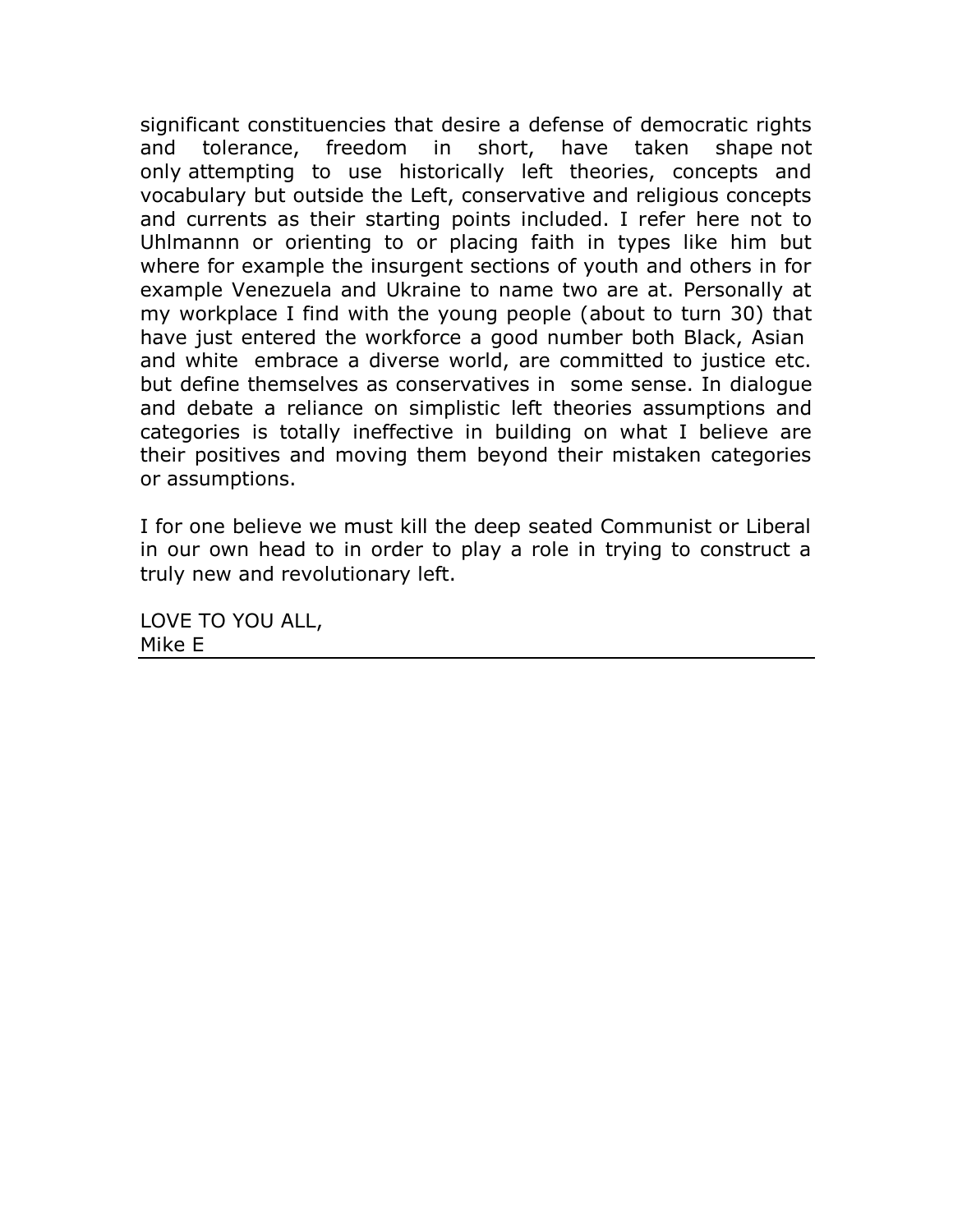significant constituencies that desire a defense of democratic rights and tolerance, freedom in short, have taken shape not only attempting to use historically left theories, concepts and vocabulary but outside the Left, conservative and religious concepts and currents as their starting points included. I refer here not to Uhlmannn or orienting to or placing faith in types like him but where for example the insurgent sections of youth and others in for example Venezuela and Ukraine to name two are at. Personally at my workplace I find with the young people (about to turn 30) that have just entered the workforce a good number both Black, Asian and white embrace a diverse world, are committed to justice etc. but define themselves as conservatives in some sense. In dialogue and debate a reliance on simplistic left theories assumptions and categories is totally ineffective in building on what I believe are their positives and moving them beyond their mistaken categories or assumptions.

I for one believe we must kill the deep seated Communist or Liberal in our own head to in order to play a role in trying to construct a truly new and revolutionary left.

LOVE TO YOU ALL,
Mike E